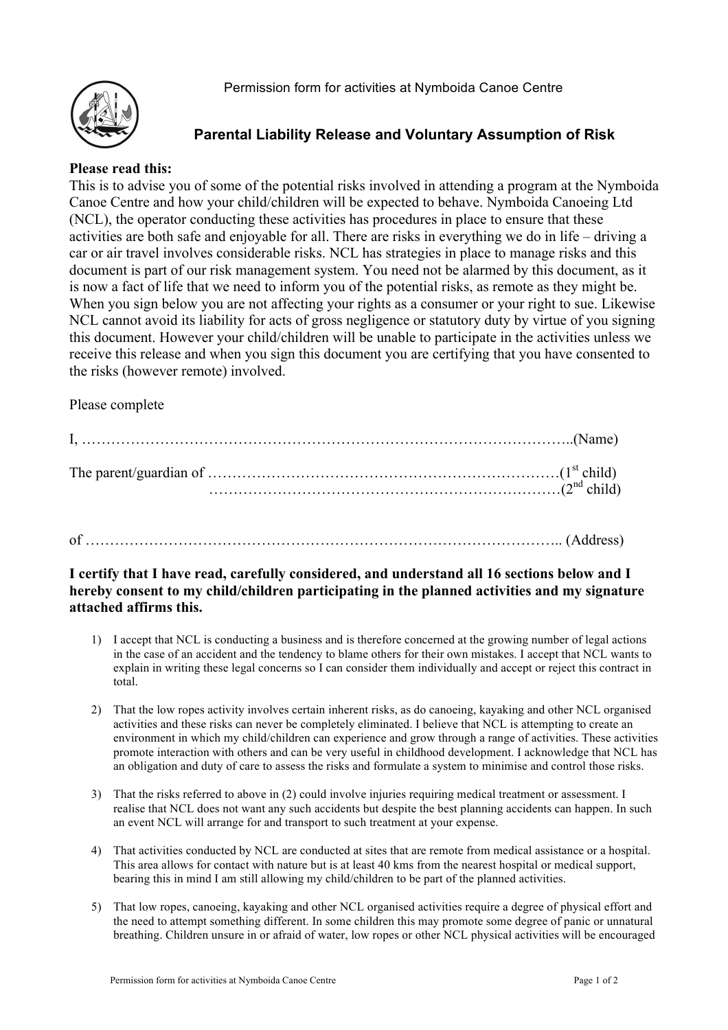Permission form for activities at Nymboida Canoe Centre

## Parental Liability Release and Voluntary Assumption of Risk

**Please read this:**
This is to advise you of some of the potential risks involved in attending a program at the Nymboida Canoe Centre and how your child/children will be expected to behave. Nymboida Canoeing Ltd (NCL), the operator conducting these activities has procedures in place to ensure that these activities are both safe and enjoyable for all. There are risks in everything we do in life – driving a car or air travel involves considerable risks. NCL has strategies in place to manage risks and this document is part of our risk management system. You need not be alarmed by this document, as it is now a fact of life that we need to inform you of the potential risks, as remote as they might be. When you sign below you are not affecting your rights as a consumer or your right to sue. Likewise NCL cannot avoid its liability for acts of gross negligence or statutory duty by virtue of you signing this document. However your child/children will be unable to participate in the activities unless we receive this release and when you sign this document you are certifying that you have consented to the risks (however remote) involved.

Please complete

I, ………………………………………………………………………………………..(Name)

The parent/guardian of ………………………………………………………………(1st child)
………………………………………………………………(2nd child)

of ……………………………………………………………………………………….. (Address)

**I certify that I have read, carefully considered, and understand all 16 sections below and I hereby consent to my child/children participating in the planned activities and my signature attached affirms this.**

1) I accept that NCL is conducting a business and is therefore concerned at the growing number of legal actions in the case of an accident and the tendency to blame others for their own mistakes. I accept that NCL wants to explain in writing these legal concerns so I can consider them individually and accept or reject this contract in total.

2) That the low ropes activity involves certain inherent risks, as do canoeing, kayaking and other NCL organised activities and these risks can never be completely eliminated. I believe that NCL is attempting to create an environment in which my child/children can experience and grow through a range of activities. These activities promote interaction with others and can be very useful in childhood development. I acknowledge that NCL has an obligation and duty of care to assess the risks and formulate a system to minimise and control those risks.

3) That the risks referred to above in (2) could involve injuries requiring medical treatment or assessment. I realise that NCL does not want any such accidents but despite the best planning accidents can happen. In such an event NCL will arrange for and transport to such treatment at your expense.

4) That activities conducted by NCL are conducted at sites that are remote from medical assistance or a hospital. This area allows for contact with nature but is at least 40 kms from the nearest hospital or medical support, bearing this in mind I am still allowing my child/children to be part of the planned activities.

5) That low ropes, canoeing, kayaking and other NCL organised activities require a degree of physical effort and the need to attempt something different. In some children this may promote some degree of panic or unnatural breathing. Children unsure in or afraid of water, low ropes or other NCL physical activities will be encouraged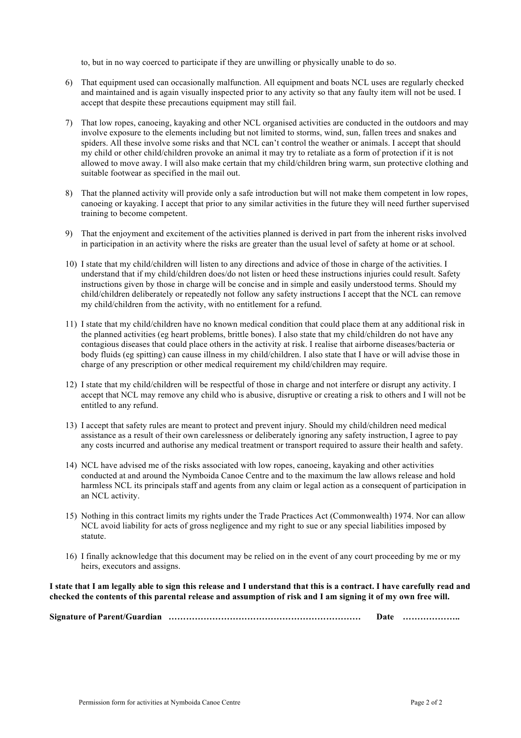to, but in no way coerced to participate if they are unwilling or physically unable to do so.

6) That equipment used can occasionally malfunction. All equipment and boats NCL uses are regularly checked and maintained and is again visually inspected prior to any activity so that any faulty item will not be used. I accept that despite these precautions equipment may still fail.

7) That low ropes, canoeing, kayaking and other NCL organised activities are conducted in the outdoors and may involve exposure to the elements including but not limited to storms, wind, sun, fallen trees and snakes and spiders. All these involve some risks and that NCL can't control the weather or animals. I accept that should my child or other child/children provoke an animal it may try to retaliate as a form of protection if it is not allowed to move away. I will also make certain that my child/children bring warm, sun protective clothing and suitable footwear as specified in the mail out.

8) That the planned activity will provide only a safe introduction but will not make them competent in low ropes, canoeing or kayaking. I accept that prior to any similar activities in the future they will need further supervised training to become competent.

9) That the enjoyment and excitement of the activities planned is derived in part from the inherent risks involved in participation in an activity where the risks are greater than the usual level of safety at home or at school.

10) I state that my child/children will listen to any directions and advice of those in charge of the activities. I understand that if my child/children does/do not listen or heed these instructions injuries could result. Safety instructions given by those in charge will be concise and in simple and easily understood terms. Should my child/children deliberately or repeatedly not follow any safety instructions I accept that the NCL can remove my child/children from the activity, with no entitlement for a refund.

11) I state that my child/children have no known medical condition that could place them at any additional risk in the planned activities (eg heart problems, brittle bones). I also state that my child/children do not have any contagious diseases that could place others in the activity at risk. I realise that airborne diseases/bacteria or body fluids (eg spitting) can cause illness in my child/children. I also state that I have or will advise those in charge of any prescription or other medical requirement my child/children may require.

12) I state that my child/children will be respectful of those in charge and not interfere or disrupt any activity. I accept that NCL may remove any child who is abusive, disruptive or creating a risk to others and I will not be entitled to any refund.

13) I accept that safety rules are meant to protect and prevent injury. Should my child/children need medical assistance as a result of their own carelessness or deliberately ignoring any safety instruction, I agree to pay any costs incurred and authorise any medical treatment or transport required to assure their health and safety.

14) NCL have advised me of the risks associated with low ropes, canoeing, kayaking and other activities conducted at and around the Nymboida Canoe Centre and to the maximum the law allows release and hold harmless NCL its principals staff and agents from any claim or legal action as a consequent of participation in an NCL activity.

15) Nothing in this contract limits my rights under the Trade Practices Act (Commonwealth) 1974. Nor can allow NCL avoid liability for acts of gross negligence and my right to sue or any special liabilities imposed by statute.

16) I finally acknowledge that this document may be relied on in the event of any court proceeding by me or my heirs, executors and assigns.

**I state that I am legally able to sign this release and I understand that this is a contract. I have carefully read and checked the contents of this parental release and assumption of risk and I am signing it of my own free will.**

**Signature of Parent/Guardian ………………………………………………………… Date ………………..**

Permission form for activities at Nymboida Canoe Centre